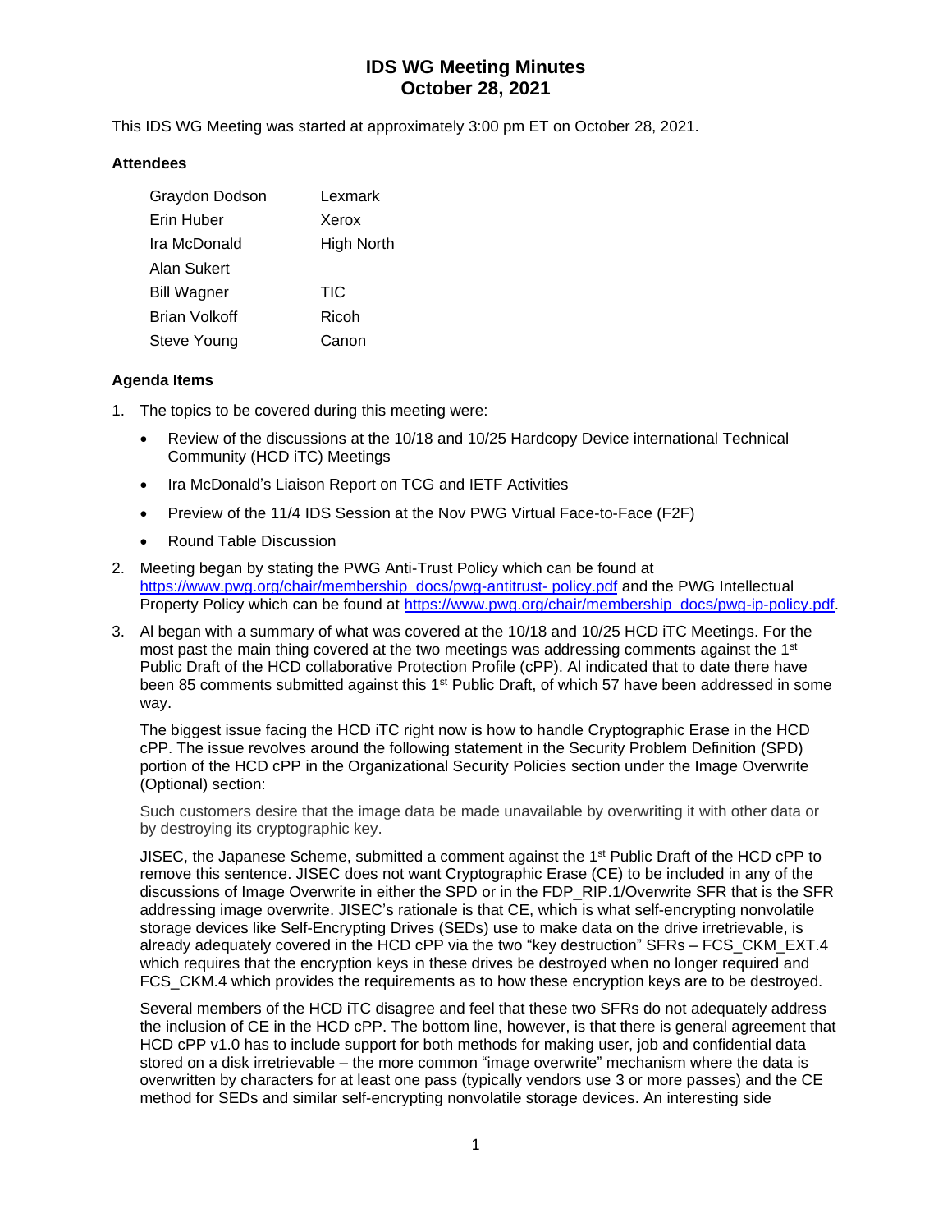# IDS WG Meeting Minutes
# October 28, 2021

This IDS WG Meeting was started at approximately 3:00 pm ET on October 28, 2021.

### Attendees

| | |
|---|---|
| Graydon Dodson | Lexmark |
| Erin Huber | Xerox |
| Ira McDonald | High North |
| Alan Sukert | |
| Bill Wagner | TIC |
| Brian Volkoff | Ricoh |
| Steve Young | Canon |

### Agenda Items

1. The topics to be covered during this meeting were:
   - Review of the discussions at the 10/18 and 10/25 Hardcopy Device international Technical Community (HCD iTC) Meetings
   - Ira McDonald's Liaison Report on TCG and IETF Activities
   - Preview of the 11/4 IDS Session at the Nov PWG Virtual Face-to-Face (F2F)
   - Round Table Discussion
2. Meeting began by stating the PWG Anti-Trust Policy which can be found at [https://www.pwg.org/chair/membership_docs/pwg-antitrust- policy.pdf](https://www.pwg.org/chair/membership_docs/pwg-antitrust-policy.pdf) and the PWG Intellectual Property Policy which can be found at [https://www.pwg.org/chair/membership_docs/pwg-ip-policy.pdf](https://www.pwg.org/chair/membership_docs/pwg-ip-policy.pdf).
3. Al began with a summary of what was covered at the 10/18 and 10/25 HCD iTC Meetings. For the most past the main thing covered at the two meetings was addressing comments against the 1st Public Draft of the HCD collaborative Protection Profile (cPP). Al indicated that to date there have been 85 comments submitted against this 1st Public Draft, of which 57 have been addressed in some way.

   The biggest issue facing the HCD iTC right now is how to handle Cryptographic Erase in the HCD cPP. The issue revolves around the following statement in the Security Problem Definition (SPD) portion of the HCD cPP in the Organizational Security Policies section under the Image Overwrite (Optional) section:

   > Such customers desire that the image data be made unavailable by overwriting it with other data or by destroying its cryptographic key.

   JISEC, the Japanese Scheme, submitted a comment against the 1st Public Draft of the HCD cPP to remove this sentence. JISEC does not want Cryptographic Erase (CE) to be included in any of the discussions of Image Overwrite in either the SPD or in the FDP_RIP.1/Overwrite SFR that is the SFR addressing image overwrite. JISEC's rationale is that CE, which is what self-encrypting nonvolatile storage devices like Self-Encrypting Drives (SEDs) use to make data on the drive irretrievable, is already adequately covered in the HCD cPP via the two "key destruction" SFRs – FCS_CKM_EXT.4 which requires that the encryption keys in these drives be destroyed when no longer required and FCS_CKM.4 which provides the requirements as to how these encryption keys are to be destroyed.

   Several members of the HCD iTC disagree and feel that these two SFRs do not adequately address the inclusion of CE in the HCD cPP. The bottom line, however, is that there is general agreement that HCD cPP v1.0 has to include support for both methods for making user, job and confidential data stored on a disk irretrievable – the more common "image overwrite" mechanism where the data is overwritten by characters for at least one pass (typically vendors use 3 or more passes) and the CE method for SEDs and similar self-encrypting nonvolatile storage devices. An interesting side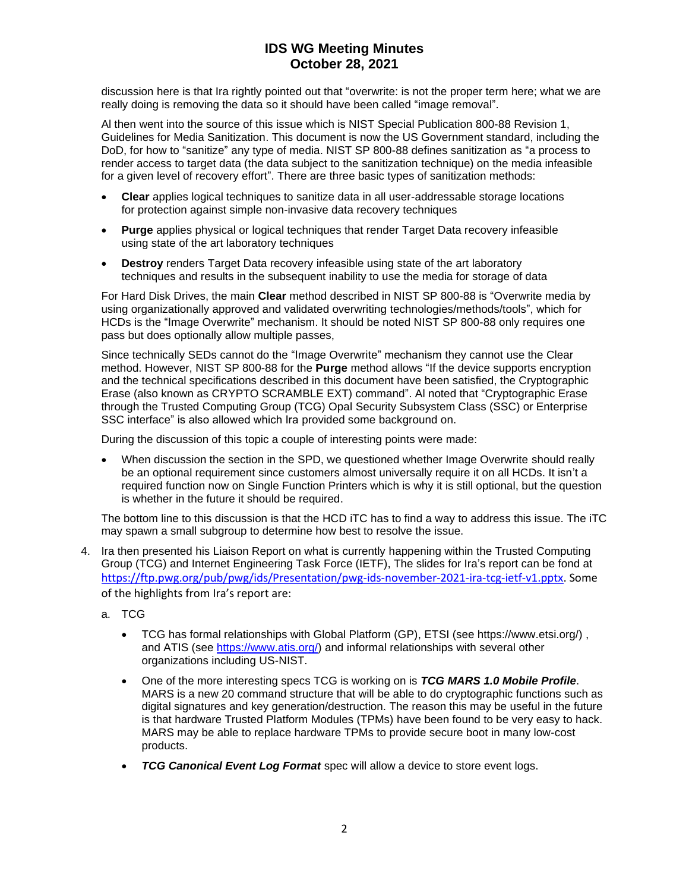discussion here is that Ira rightly pointed out that "overwrite: is not the proper term here; what we are really doing is removing the data so it should have been called "image removal".

Al then went into the source of this issue which is NIST Special Publication 800-88 Revision 1, Guidelines for Media Sanitization. This document is now the US Government standard, including the DoD, for how to "sanitize" any type of media. NIST SP 800-88 defines sanitization as "a process to render access to target data (the data subject to the sanitization technique) on the media infeasible for a given level of recovery effort". There are three basic types of sanitization methods:

- **Clear** applies logical techniques to sanitize data in all user-addressable storage locations for protection against simple non-invasive data recovery techniques
- **Purge** applies physical or logical techniques that render Target Data recovery infeasible using state of the art laboratory techniques
- **Destroy** renders Target Data recovery infeasible using state of the art laboratory techniques and results in the subsequent inability to use the media for storage of data

For Hard Disk Drives, the main **Clear** method described in NIST SP 800-88 is "Overwrite media by using organizationally approved and validated overwriting technologies/methods/tools", which for HCDs is the "Image Overwrite" mechanism. It should be noted NIST SP 800-88 only requires one pass but does optionally allow multiple passes,

Since technically SEDs cannot do the "Image Overwrite" mechanism they cannot use the Clear method. However, NIST SP 800-88 for the **Purge** method allows "If the device supports encryption and the technical specifications described in this document have been satisfied, the Cryptographic Erase (also known as CRYPTO SCRAMBLE EXT) command". Al noted that "Cryptographic Erase through the Trusted Computing Group (TCG) Opal Security Subsystem Class (SSC) or Enterprise SSC interface" is also allowed which Ira provided some background on.

During the discussion of this topic a couple of interesting points were made:

- When discussion the section in the SPD, we questioned whether Image Overwrite should really be an optional requirement since customers almost universally require it on all HCDs. It isn't a required function now on Single Function Printers which is why it is still optional, but the question is whether in the future it should be required.

The bottom line to this discussion is that the HCD iTC has to find a way to address this issue. The iTC may spawn a small subgroup to determine how best to resolve the issue.

4. Ira then presented his Liaison Report on what is currently happening within the Trusted Computing Group (TCG) and Internet Engineering Task Force (IETF), The slides for Ira's report can be fond at https://ftp.pwg.org/pub/pwg/ids/Presentation/pwg-ids-november-2021-ira-tcg-ietf-v1.pptx. Some of the highlights from Ira's report are:

   a. TCG

      - TCG has formal relationships with Global Platform (GP), ETSI (see https://www.etsi.org/) , and ATIS (see https://www.atis.org/) and informal relationships with several other organizations including US-NIST.
      - One of the more interesting specs TCG is working on is ***TCG MARS 1.0 Mobile Profile***. MARS is a new 20 command structure that will be able to do cryptographic functions such as digital signatures and key generation/destruction. The reason this may be useful in the future is that hardware Trusted Platform Modules (TPMs) have been found to be very easy to hack. MARS may be able to replace hardware TPMs to provide secure boot in many low-cost products.
      - ***TCG Canonical Event Log Format*** spec will allow a device to store event logs.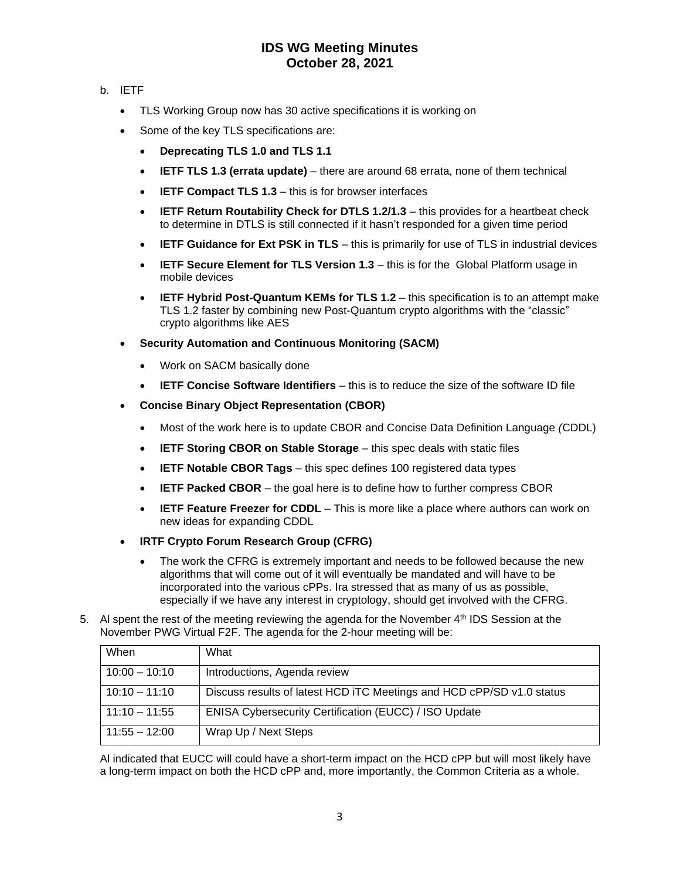b. IETF

- TLS Working Group now has 30 active specifications it is working on
- Some of the key TLS specifications are:
  - **Deprecating TLS 1.0 and TLS 1.1**
  - **IETF TLS 1.3 (errata update)** – there are around 68 errata, none of them technical
  - **IETF Compact TLS 1.3** – this is for browser interfaces
  - **IETF Return Routability Check for DTLS 1.2/1.3** – this provides for a heartbeat check to determine in DTLS is still connected if it hasn't responded for a given time period
  - **IETF Guidance for Ext PSK in TLS** – this is primarily for use of TLS in industrial devices
  - **IETF Secure Element for TLS Version 1.3** – this is for the Global Platform usage in mobile devices
  - **IETF Hybrid Post-Quantum KEMs for TLS 1.2** – this specification is to an attempt make TLS 1.2 faster by combining new Post-Quantum crypto algorithms with the "classic" crypto algorithms like AES
- **Security Automation and Continuous Monitoring (SACM)**
  - Work on SACM basically done
  - **IETF Concise Software Identifiers** – this is to reduce the size of the software ID file
- **Concise Binary Object Representation (CBOR)**
  - Most of the work here is to update CBOR and Concise Data Definition Language *(*CDDL)
  - **IETF Storing CBOR on Stable Storage** – this spec deals with static files
  - **IETF Notable CBOR Tags** – this spec defines 100 registered data types
  - **IETF Packed CBOR** – the goal here is to define how to further compress CBOR
  - **IETF Feature Freezer for CDDL** – This is more like a place where authors can work on new ideas for expanding CDDL
- **IRTF Crypto Forum Research Group (CFRG)**
  - The work the CFRG is extremely important and needs to be followed because the new algorithms that will come out of it will eventually be mandated and will have to be incorporated into the various cPPs. Ira stressed that as many of us as possible, especially if we have any interest in cryptology, should get involved with the CFRG.

5. Al spent the rest of the meeting reviewing the agenda for the November 4th IDS Session at the November PWG Virtual F2F. The agenda for the 2-hour meeting will be:

| When | What |
|---|---|
| 10:00 – 10:10 | Introductions, Agenda review |
| 10:10 – 11:10 | Discuss results of latest HCD iTC Meetings and HCD cPP/SD v1.0 status |
| 11:10 – 11:55 | ENISA Cybersecurity Certification (EUCC) / ISO Update |
| 11:55 – 12:00 | Wrap Up / Next Steps |

Al indicated that EUCC will could have a short-term impact on the HCD cPP but will most likely have a long-term impact on both the HCD cPP and, more importantly, the Common Criteria as a whole.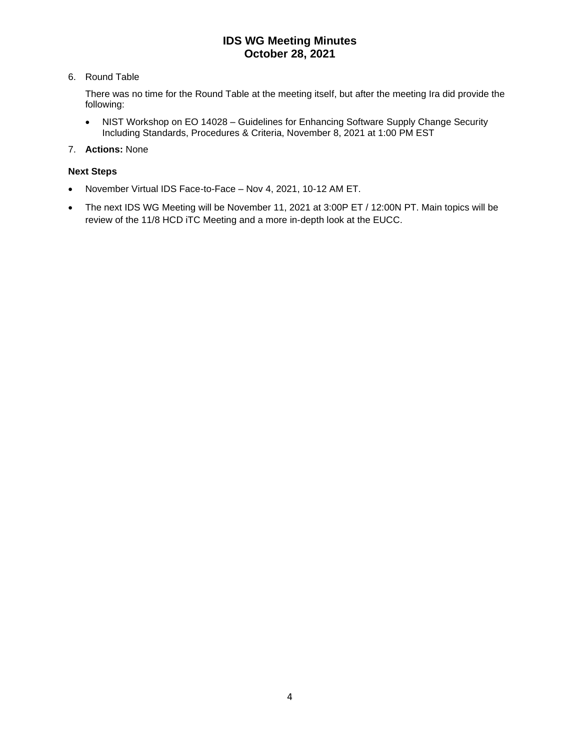6. Round Table

   There was no time for the Round Table at the meeting itself, but after the meeting Ira did provide the following:

   - NIST Workshop on EO 14028 – Guidelines for Enhancing Software Supply Change Security Including Standards, Procedures & Criteria, November 8, 2021 at 1:00 PM EST

7. **Actions:** None

**Next Steps**

- November Virtual IDS Face-to-Face – Nov 4, 2021, 10-12 AM ET.
- The next IDS WG Meeting will be November 11, 2021 at 3:00P ET / 12:00N PT. Main topics will be review of the 11/8 HCD iTC Meeting and a more in-depth look at the EUCC.